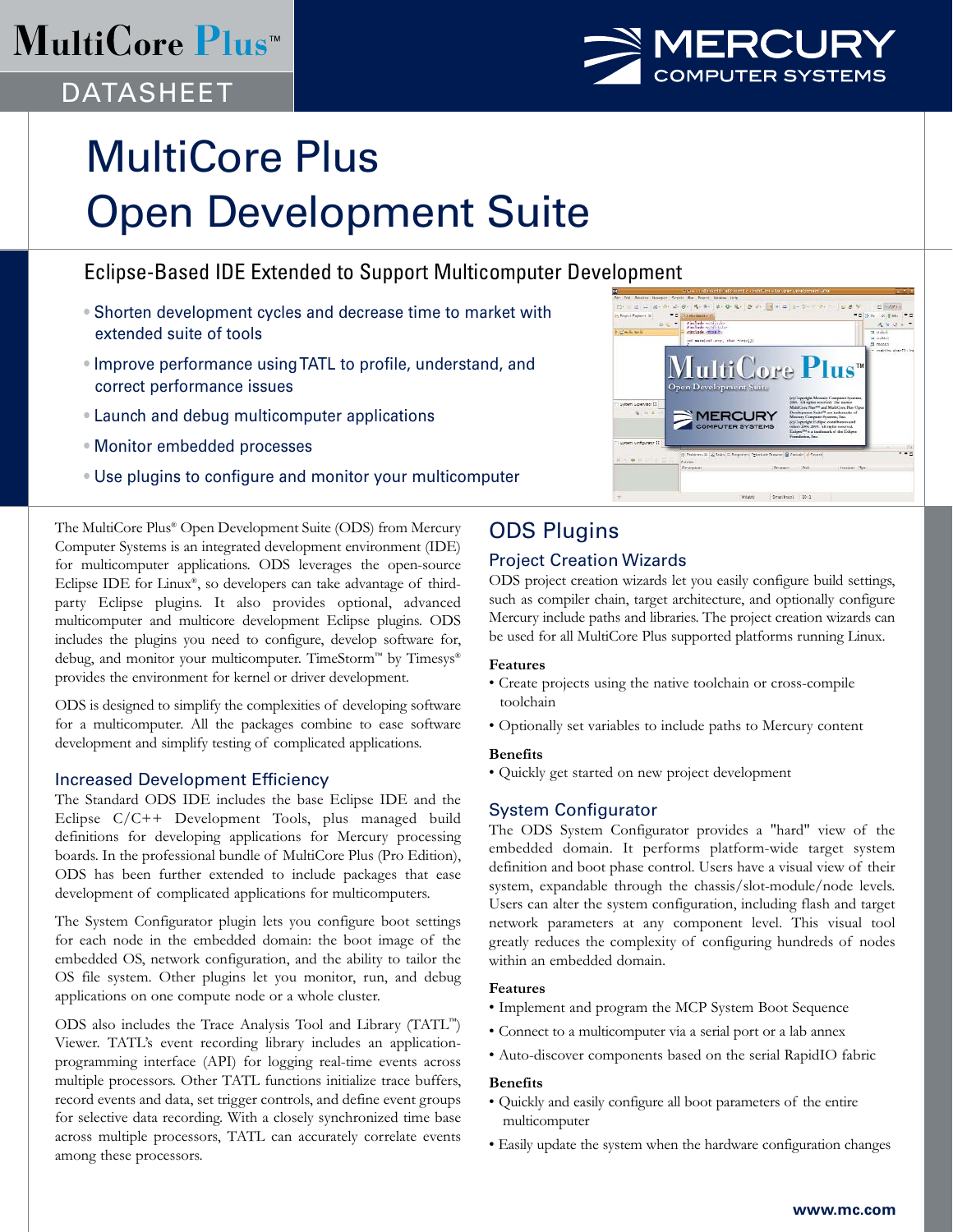MultiCore Plus™

DATASHEET

MERCURY COMPUTER SYSTEMS

# MultiCore Plus Open Development Suite

## Eclipse-Based IDE Extended to Support Multicomputer Development

- Shorten development cycles and decrease time to market with extended suite of tools
- Improve performance using TATL to profile, understand, and correct performance issues
- Launch and debug multicomputer applications
- Monitor embedded processes
- Use plugins to configure and monitor your multicomputer

The MultiCore Plus® Open Development Suite (ODS) from Mercury Computer Systems is an integrated development environment (IDE) for multicomputer applications. ODS leverages the open-source Eclipse IDE for Linux®, so developers can take advantage of third-party Eclipse plugins. It also provides optional, advanced multicomputer and multicore development Eclipse plugins. ODS includes the plugins you need to configure, develop software for, debug, and monitor your multicomputer. TimeStorm™ by Timesys® provides the environment for kernel or driver development.

ODS is designed to simplify the complexities of developing software for a multicomputer. All the packages combine to ease software development and simplify testing of complicated applications.

### Increased Development Efficiency

The Standard ODS IDE includes the base Eclipse IDE and the Eclipse C/C++ Development Tools, plus managed build definitions for developing applications for Mercury processing boards. In the professional bundle of MultiCore Plus (Pro Edition), ODS has been further extended to include packages that ease development of complicated applications for multicomputers.

The System Configurator plugin lets you configure boot settings for each node in the embedded domain: the boot image of the embedded OS, network configuration, and the ability to tailor the OS file system. Other plugins let you monitor, run, and debug applications on one compute node or a whole cluster.

ODS also includes the Trace Analysis Tool and Library (TATL™) Viewer. TATL's event recording library includes an application-programming interface (API) for logging real-time events across multiple processors. Other TATL functions initialize trace buffers, record events and data, set trigger controls, and define event groups for selective data recording. With a closely synchronized time base across multiple processors, TATL can accurately correlate events among these processors.

## ODS Plugins

### Project Creation Wizards

ODS project creation wizards let you easily configure build settings, such as compiler chain, target architecture, and optionally configure Mercury include paths and libraries. The project creation wizards can be used for all MultiCore Plus supported platforms running Linux.

**Features**

- Create projects using the native toolchain or cross-compile toolchain
- Optionally set variables to include paths to Mercury content

**Benefits**

- Quickly get started on new project development

### System Configurator

The ODS System Configurator provides a "hard" view of the embedded domain. It performs platform-wide target system definition and boot phase control. Users have a visual view of their system, expandable through the chassis/slot-module/node levels. Users can alter the system configuration, including flash and target network parameters at any component level. This visual tool greatly reduces the complexity of configuring hundreds of nodes within an embedded domain.

**Features**

- Implement and program the MCP System Boot Sequence
- Connect to a multicomputer via a serial port or a lab annex
- Auto-discover components based on the serial RapidIO fabric

**Benefits**

- Quickly and easily configure all boot parameters of the entire multicomputer
- Easily update the system when the hardware configuration changes

www.mc.com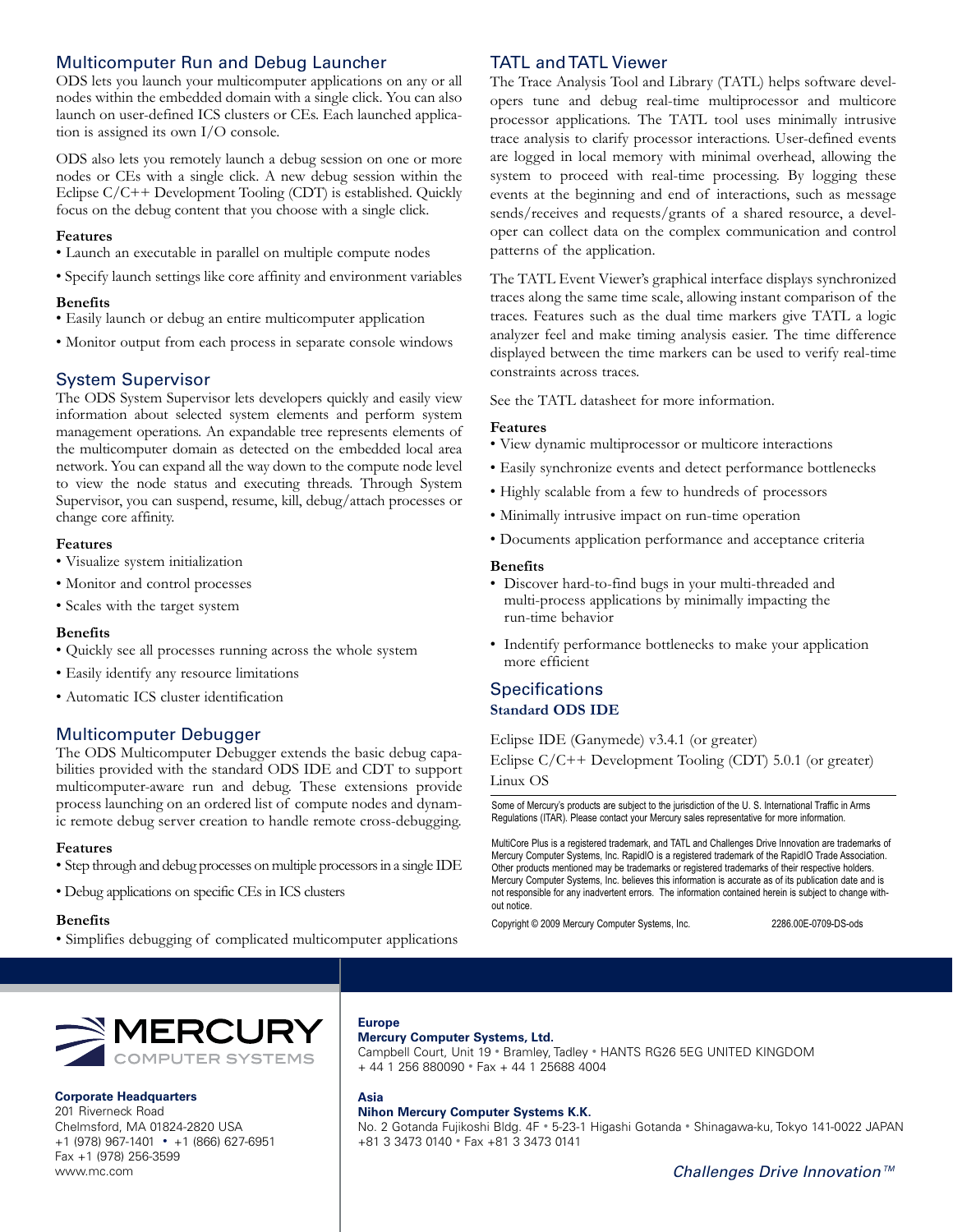## Multicomputer Run and Debug Launcher

ODS lets you launch your multicomputer applications on any or all nodes within the embedded domain with a single click. You can also launch on user-defined ICS clusters or CEs. Each launched application is assigned its own I/O console.

ODS also lets you remotely launch a debug session on one or more nodes or CEs with a single click. A new debug session within the Eclipse C/C++ Development Tooling (CDT) is established. Quickly focus on the debug content that you choose with a single click.

**Features**

- Launch an executable in parallel on multiple compute nodes
- Specify launch settings like core affinity and environment variables

**Benefits**

- Easily launch or debug an entire multicomputer application
- Monitor output from each process in separate console windows

## System Supervisor

The ODS System Supervisor lets developers quickly and easily view information about selected system elements and perform system management operations. An expandable tree represents elements of the multicomputer domain as detected on the embedded local area network. You can expand all the way down to the compute node level to view the node status and executing threads. Through System Supervisor, you can suspend, resume, kill, debug/attach processes or change core affinity.

**Features**

- Visualize system initialization
- Monitor and control processes
- Scales with the target system

**Benefits**

- Quickly see all processes running across the whole system
- Easily identify any resource limitations
- Automatic ICS cluster identification

## Multicomputer Debugger

The ODS Multicomputer Debugger extends the basic debug capabilities provided with the standard ODS IDE and CDT to support multicomputer-aware run and debug. These extensions provide process launching on an ordered list of compute nodes and dynamic remote debug server creation to handle remote cross-debugging.

**Features**

- Step through and debug processes on multiple processors in a single IDE
- Debug applications on specific CEs in ICS clusters

**Benefits**

- Simplifies debugging of complicated multicomputer applications

## TATL and TATL Viewer

The Trace Analysis Tool and Library (TATL) helps software developers tune and debug real-time multiprocessor and multicore processor applications. The TATL tool uses minimally intrusive trace analysis to clarify processor interactions. User-defined events are logged in local memory with minimal overhead, allowing the system to proceed with real-time processing. By logging these events at the beginning and end of interactions, such as message sends/receives and requests/grants of a shared resource, a developer can collect data on the complex communication and control patterns of the application.

The TATL Event Viewer's graphical interface displays synchronized traces along the same time scale, allowing instant comparison of the traces. Features such as the dual time markers give TATL a logic analyzer feel and make timing analysis easier. The time difference displayed between the time markers can be used to verify real-time constraints across traces.

See the TATL datasheet for more information.

**Features**

- View dynamic multiprocessor or multicore interactions
- Easily synchronize events and detect performance bottlenecks
- Highly scalable from a few to hundreds of processors
- Minimally intrusive impact on run-time operation
- Documents application performance and acceptance criteria

**Benefits**

- Discover hard-to-find bugs in your multi-threaded and multi-process applications by minimally impacting the run-time behavior
- Indentify performance bottlenecks to make your application more efficient

## Specifications

**Standard ODS IDE**

Eclipse IDE (Ganymede) v3.4.1 (or greater)

Eclipse C/C++ Development Tooling (CDT) 5.0.1 (or greater)

Linux OS

Some of Mercury's products are subject to the jurisdiction of the U. S. International Traffic in Arms Regulations (ITAR). Please contact your Mercury sales representative for more information.

MultiCore Plus is a registered trademark, and TATL and Challenges Drive Innovation are trademarks of Mercury Computer Systems, Inc. RapidIO is a registered trademark of the RapidIO Trade Association. Other products mentioned may be trademarks or registered trademarks of their respective holders. Mercury Computer Systems, Inc. believes this information is accurate as of its publication date and is not responsible for any inadvertent errors. The information contained herein is subject to change without notice.

Copyright © 2009 Mercury Computer Systems, Inc. 2286.00E-0709-DS-ods

MERCURY COMPUTER SYSTEMS

**Corporate Headquarters**
201 Riverneck Road
Chelmsford, MA 01824-2820 USA
+1 (978) 967-1401 • +1 (866) 627-6951
Fax +1 (978) 256-3599
www.mc.com

**Europe**
**Mercury Computer Systems, Ltd.**
Campbell Court, Unit 19 • Bramley, Tadley • HANTS RG26 5EG UNITED KINGDOM
+ 44 1 256 880090 • Fax + 44 1 25688 4004

**Asia**
**Nihon Mercury Computer Systems K.K.**
No. 2 Gotanda Fujikoshi Bldg. 4F • 5-23-1 Higashi Gotanda • Shinagawa-ku, Tokyo 141-0022 JAPAN
+81 3 3473 0140 • Fax +81 3 3473 0141

*Challenges Drive Innovation™*